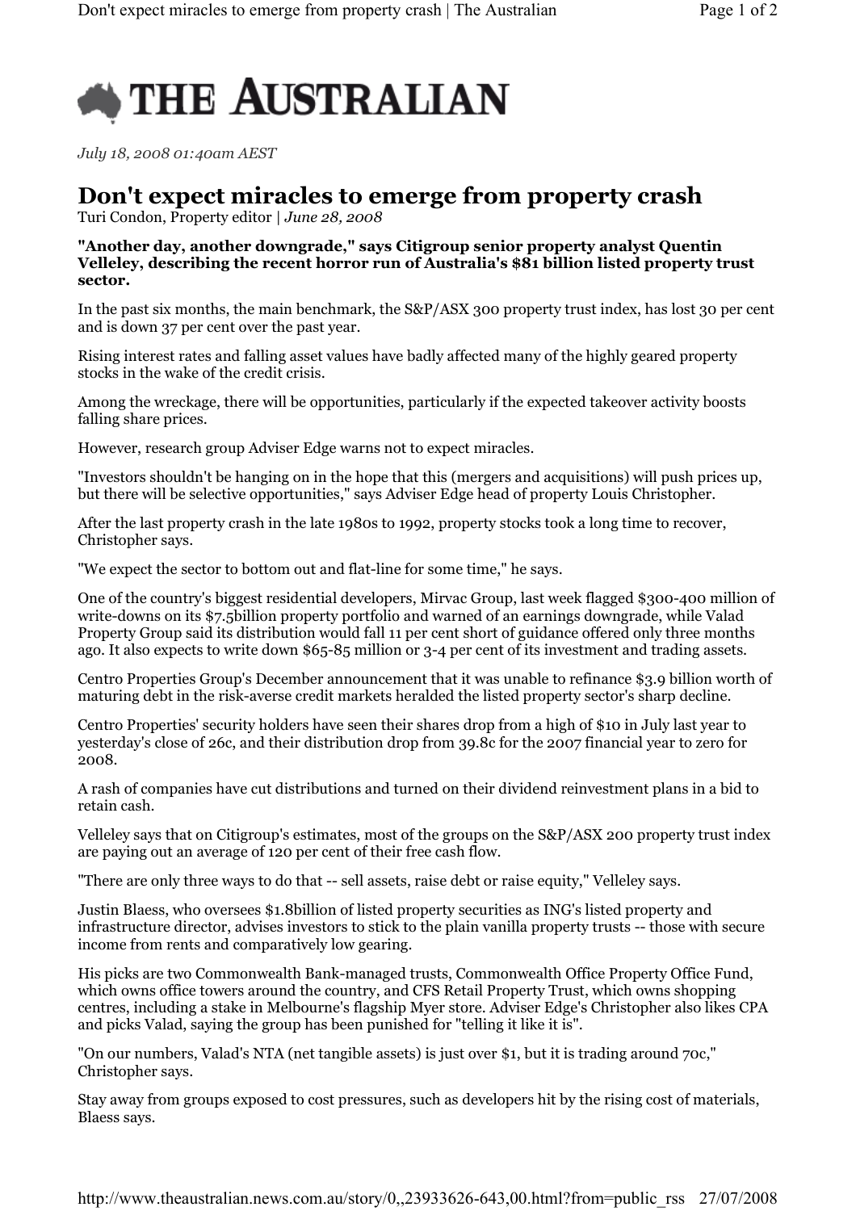# THE AUSTRALIAN

*July 18, 2008 01:40am AEST*

## Don't expect miracles to emerge from property crash

Turi Condon, Property editor | *June 28, 2008*

**"Another day, another downgrade," says Citigroup senior property analyst Quentin Velleley, describing the recent horror run of Australia's $81 billion listed property trust sector.**

In the past six months, the main benchmark, the S&P/ASX 300 property trust index, has lost 30 per cent and is down 37 per cent over the past year.

Rising interest rates and falling asset values have badly affected many of the highly geared property stocks in the wake of the credit crisis.

Among the wreckage, there will be opportunities, particularly if the expected takeover activity boosts falling share prices.

However, research group Adviser Edge warns not to expect miracles.

"Investors shouldn't be hanging on in the hope that this (mergers and acquisitions) will push prices up, but there will be selective opportunities," says Adviser Edge head of property Louis Christopher.

After the last property crash in the late 1980s to 1992, property stocks took a long time to recover, Christopher says.

"We expect the sector to bottom out and flat-line for some time," he says.

One of the country's biggest residential developers, Mirvac Group, last week flagged $300-400 million of write-downs on its $7.5billion property portfolio and warned of an earnings downgrade, while Valad Property Group said its distribution would fall 11 per cent short of guidance offered only three months ago. It also expects to write down $65-85 million or 3-4 per cent of its investment and trading assets.

Centro Properties Group's December announcement that it was unable to refinance $3.9 billion worth of maturing debt in the risk-averse credit markets heralded the listed property sector's sharp decline.

Centro Properties' security holders have seen their shares drop from a high of $10 in July last year to yesterday's close of 26c, and their distribution drop from 39.8c for the 2007 financial year to zero for 2008.

A rash of companies have cut distributions and turned on their dividend reinvestment plans in a bid to retain cash.

Velleley says that on Citigroup's estimates, most of the groups on the S&P/ASX 200 property trust index are paying out an average of 120 per cent of their free cash flow.

"There are only three ways to do that -- sell assets, raise debt or raise equity," Velleley says.

Justin Blaess, who oversees $1.8billion of listed property securities as ING's listed property and infrastructure director, advises investors to stick to the plain vanilla property trusts -- those with secure income from rents and comparatively low gearing.

His picks are two Commonwealth Bank-managed trusts, Commonwealth Office Property Office Fund, which owns office towers around the country, and CFS Retail Property Trust, which owns shopping centres, including a stake in Melbourne's flagship Myer store. Adviser Edge's Christopher also likes CPA and picks Valad, saying the group has been punished for "telling it like it is".

"On our numbers, Valad's NTA (net tangible assets) is just over $1, but it is trading around 70c," Christopher says.

Stay away from groups exposed to cost pressures, such as developers hit by the rising cost of materials, Blaess says.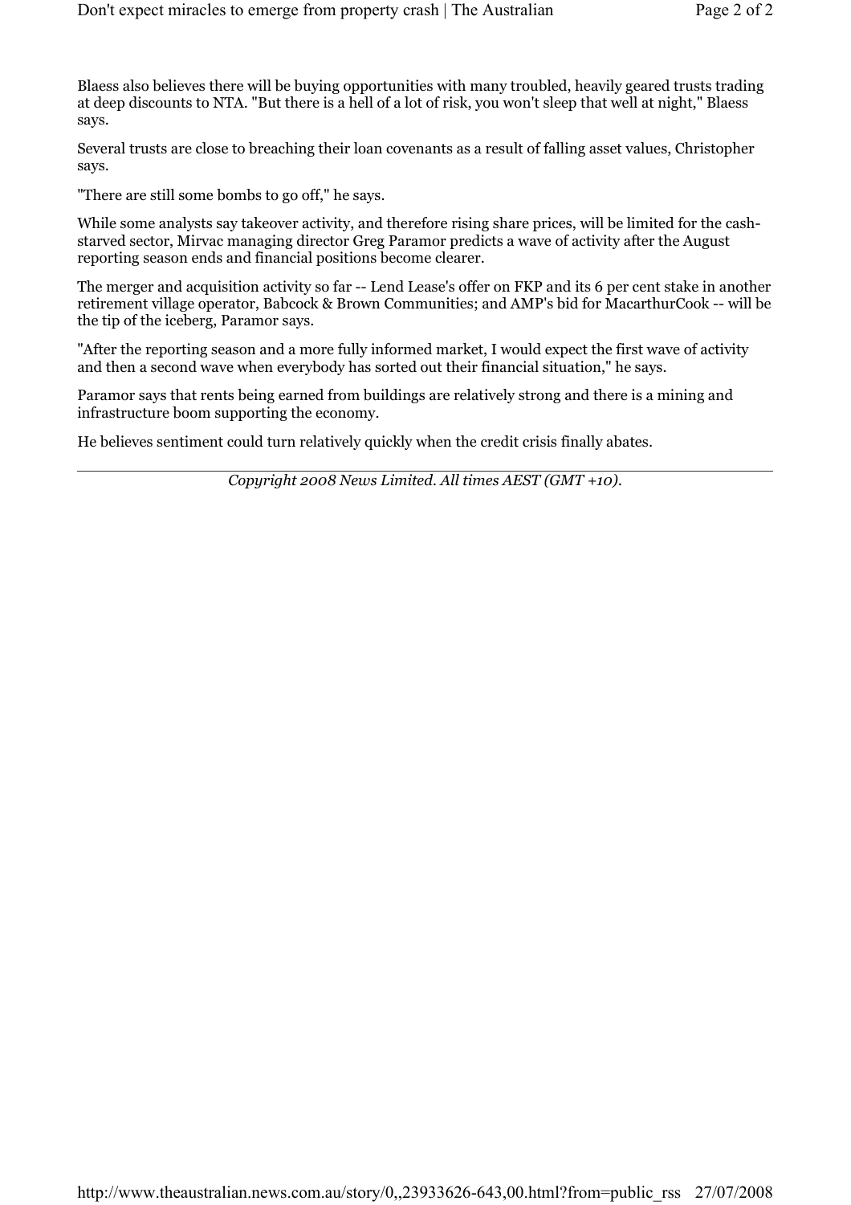Blaess also believes there will be buying opportunities with many troubled, heavily geared trusts trading at deep discounts to NTA. "But there is a hell of a lot of risk, you won't sleep that well at night," Blaess says.

Several trusts are close to breaching their loan covenants as a result of falling asset values, Christopher says.

"There are still some bombs to go off," he says.

While some analysts say takeover activity, and therefore rising share prices, will be limited for the cash-starved sector, Mirvac managing director Greg Paramor predicts a wave of activity after the August reporting season ends and financial positions become clearer.

The merger and acquisition activity so far -- Lend Lease's offer on FKP and its 6 per cent stake in another retirement village operator, Babcock & Brown Communities; and AMP's bid for MacarthurCook -- will be the tip of the iceberg, Paramor says.

"After the reporting season and a more fully informed market, I would expect the first wave of activity and then a second wave when everybody has sorted out their financial situation," he says.

Paramor says that rents being earned from buildings are relatively strong and there is a mining and infrastructure boom supporting the economy.

He believes sentiment could turn relatively quickly when the credit crisis finally abates.

---

*Copyright 2008 News Limited. All times AEST (GMT +10).*